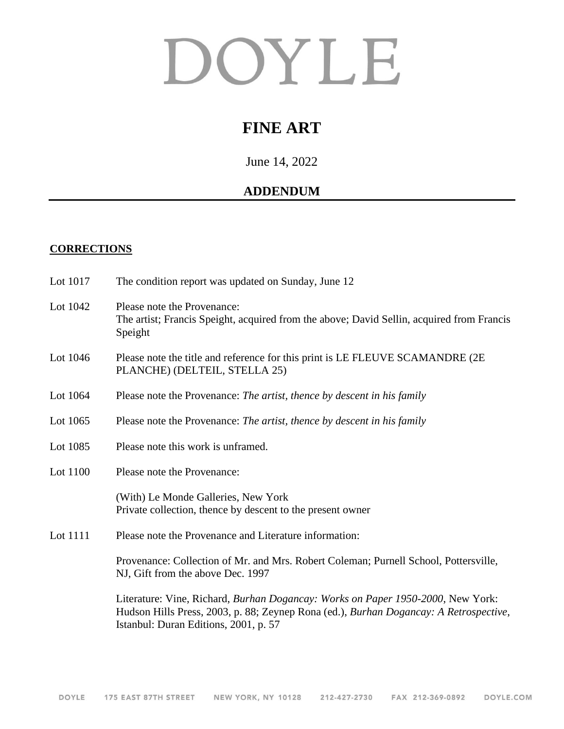# DOYLE

## FINE ART

June 14, 2022

## ADDENDUM

**CORRECTIONS**

Lot 1017 The condition report was updated on Sunday, June 12

Lot 1042 Please note the Provenance:
The artist; Francis Speight, acquired from the above; David Sellin, acquired from Francis Speight

Lot 1046 Please note the title and reference for this print is LE FLEUVE SCAMANDRE (2E PLANCHE) (DELTEIL, STELLA 25)

Lot 1064 Please note the Provenance: *The artist, thence by descent in his family*

Lot 1065 Please note the Provenance: *The artist, thence by descent in his family*

Lot 1085 Please note this work is unframed.

Lot 1100 Please note the Provenance:

(With) Le Monde Galleries, New York
Private collection, thence by descent to the present owner

Lot 1111 Please note the Provenance and Literature information:

Provenance: Collection of Mr. and Mrs. Robert Coleman; Purnell School, Pottersville, NJ, Gift from the above Dec. 1997

Literature: Vine, Richard, *Burhan Dogancay: Works on Paper 1950-2000*, New York: Hudson Hills Press, 2003, p. 88; Zeynep Rona (ed.), *Burhan Dogancay: A Retrospective*, Istanbul: Duran Editions, 2001, p. 57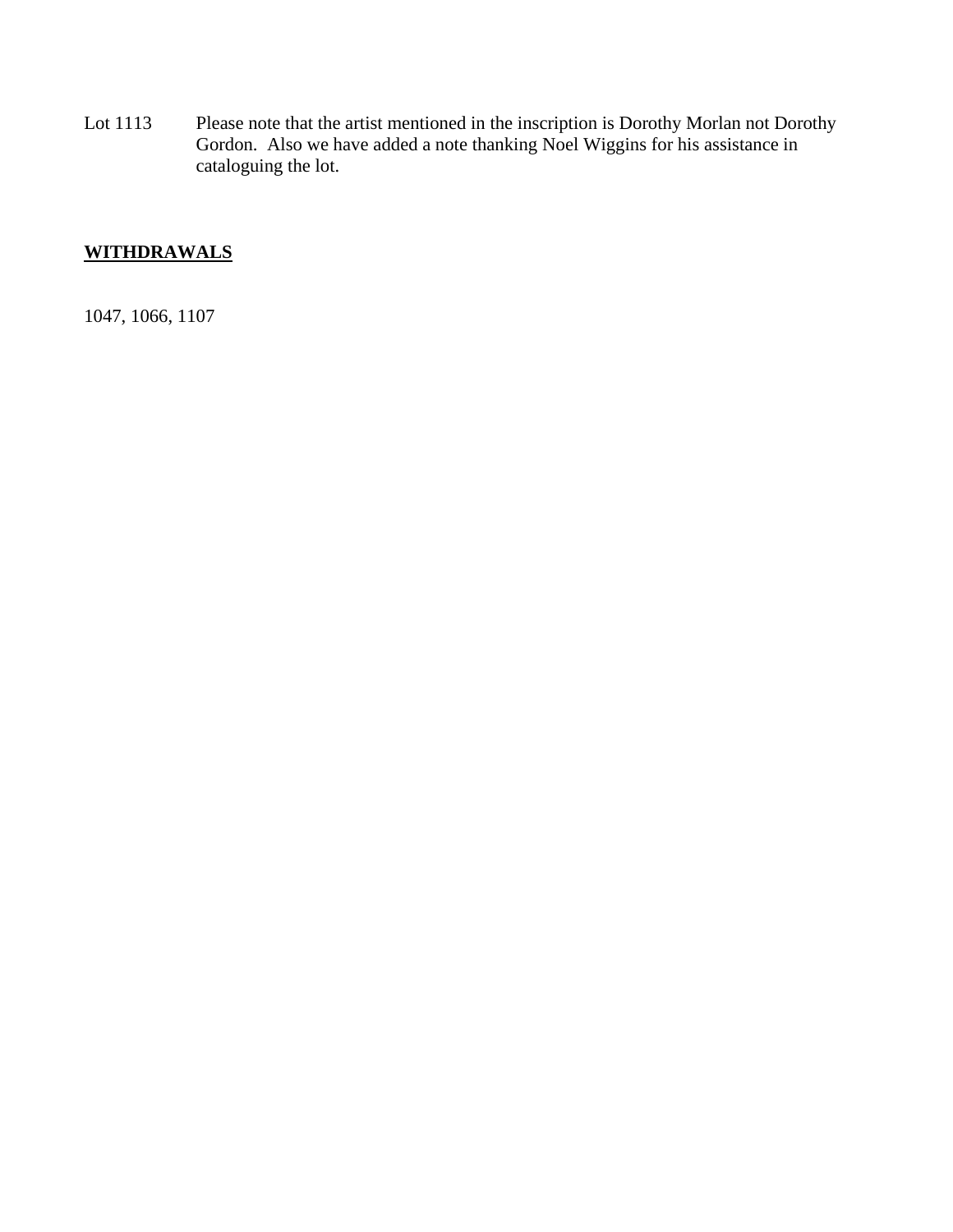Lot 1113 Please note that the artist mentioned in the inscription is Dorothy Morlan not Dorothy Gordon. Also we have added a note thanking Noel Wiggins for his assistance in cataloguing the lot.

**WITHDRAWALS**

1047, 1066, 1107